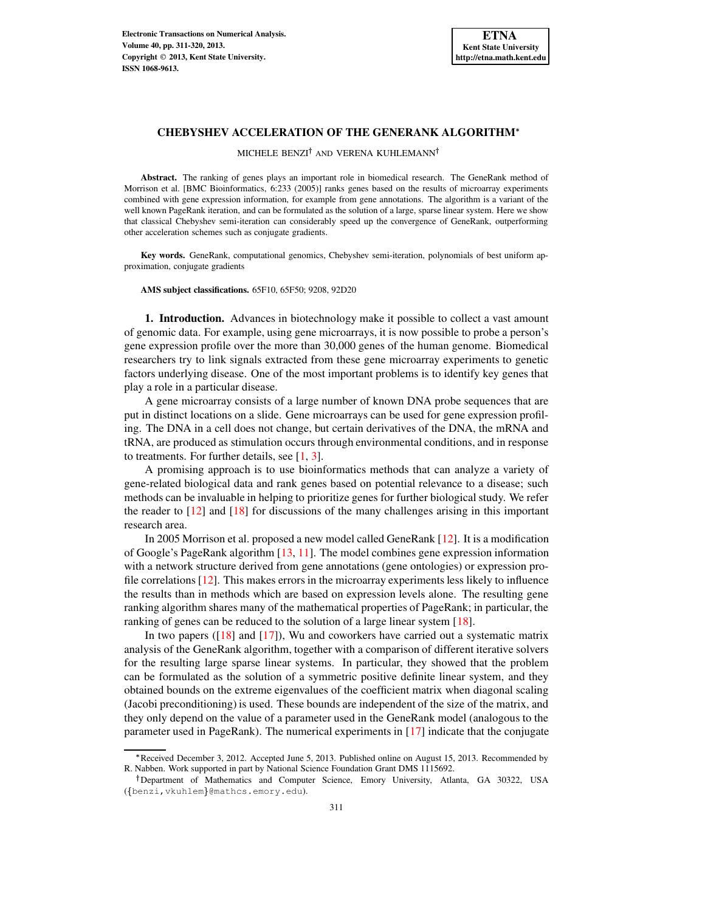# CHEBYSHEV ACCELERATION OF THE GENERANK ALGORITHM*

MICHELE BENZI† AND VERENA KUHLEMANN†

**Abstract.** The ranking of genes plays an important role in biomedical research. The GeneRank method of Morrison et al. [BMC Bioinformatics, 6:233 (2005)] ranks genes based on the results of microarray experiments combined with gene expression information, for example from gene annotations. The algorithm is a variant of the well known PageRank iteration, and can be formulated as the solution of a large, sparse linear system. Here we show that classical Chebyshev semi-iteration can considerably speed up the convergence of GeneRank, outperforming other acceleration schemes such as conjugate gradients.

**Key words.** GeneRank, computational genomics, Chebyshev semi-iteration, polynomials of best uniform approximation, conjugate gradients

**AMS subject classifications.** 65F10, 65F50; 9208, 92D20

## 1. Introduction.

Advances in biotechnology make it possible to collect a vast amount of genomic data. For example, using gene microarrays, it is now possible to probe a person's gene expression profile over the more than 30,000 genes of the human genome. Biomedical researchers try to link signals extracted from these gene microarray experiments to genetic factors underlying disease. One of the most important problems is to identify key genes that play a role in a particular disease.

A gene microarray consists of a large number of known DNA probe sequences that are put in distinct locations on a slide. Gene microarrays can be used for gene expression profiling. The DNA in a cell does not change, but certain derivatives of the DNA, the mRNA and tRNA, are produced as stimulation occurs through environmental conditions, and in response to treatments. For further details, see [1, 3].

A promising approach is to use bioinformatics methods that can analyze a variety of gene-related biological data and rank genes based on potential relevance to a disease; such methods can be invaluable in helping to prioritize genes for further biological study. We refer the reader to [12] and [18] for discussions of the many challenges arising in this important research area.

In 2005 Morrison et al. proposed a new model called GeneRank [12]. It is a modification of Google's PageRank algorithm [13, 11]. The model combines gene expression information with a network structure derived from gene annotations (gene ontologies) or expression profile correlations [12]. This makes errors in the microarray experiments less likely to influence the results than in methods which are based on expression levels alone. The resulting gene ranking algorithm shares many of the mathematical properties of PageRank; in particular, the ranking of genes can be reduced to the solution of a large linear system [18].

In two papers ([18] and [17]), Wu and coworkers have carried out a systematic matrix analysis of the GeneRank algorithm, together with a comparison of different iterative solvers for the resulting large sparse linear systems. In particular, they showed that the problem can be formulated as the solution of a symmetric positive definite linear system, and they obtained bounds on the extreme eigenvalues of the coefficient matrix when diagonal scaling (Jacobi preconditioning) is used. These bounds are independent of the size of the matrix, and they only depend on the value of a parameter used in the GeneRank model (analogous to the parameter used in PageRank). The numerical experiments in [17] indicate that the conjugate

---

*Received December 3, 2012. Accepted June 5, 2013. Published online on August 15, 2013. Recommended by R. Nabben. Work supported in part by National Science Foundation Grant DMS 1115692.

†Department of Mathematics and Computer Science, Emory University, Atlanta, GA 30322, USA ({benzi,vkuhlem}@mathcs.emory.edu).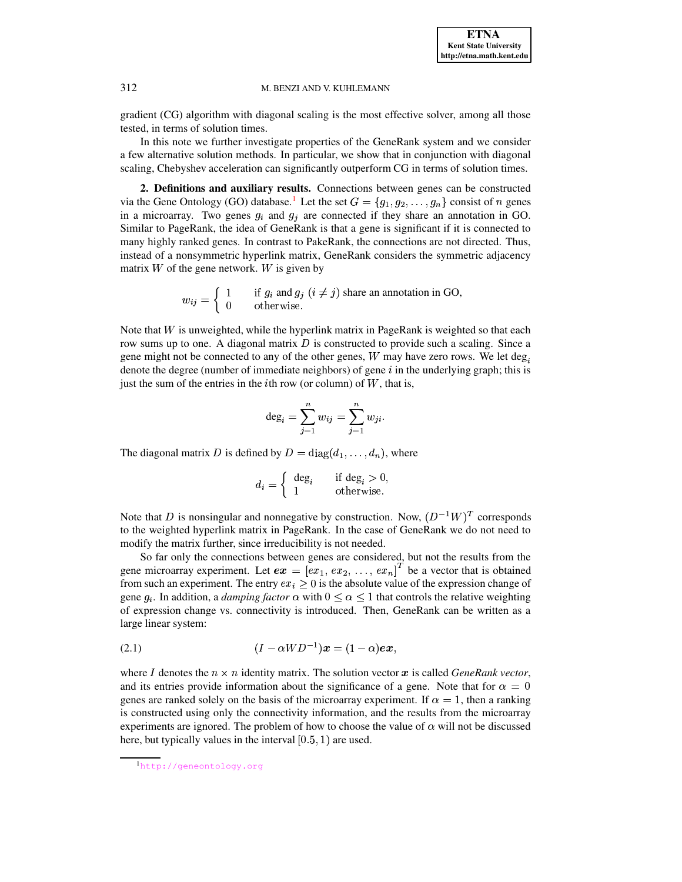gradient (CG) algorithm with diagonal scaling is the most effective solver, among all those tested, in terms of solution times.

In this note we further investigate properties of the GeneRank system and we consider a few alternative solution methods. In particular, we show that in conjunction with diagonal scaling, Chebyshev acceleration can significantly outperform CG in terms of solution times.

**2. Definitions and auxiliary results.** Connections between genes can be constructed via the Gene Ontology (GO) database.[1] Let the set $G = \{g_1, g_2, \ldots, g_n\}$ consist of $n$ genes in a microarray. Two genes $g_i$ and $g_j$ are connected if they share an annotation in GO. Similar to PageRank, the idea of GeneRank is that a gene is significant if it is connected to many highly ranked genes. In contrast to PakeRank, the connections are not directed. Thus, instead of a nonsymmetric hyperlink matrix, GeneRank considers the symmetric adjacency matrix $W$ of the gene network. $W$ is given by

$$w_{ij} = \begin{cases} 1 & \text{if } g_i \text{ and } g_j \ (i \neq j) \text{ share an annotation in GO,} \\ 0 & \text{otherwise.} \end{cases}$$

Note that $W$ is unweighted, while the hyperlink matrix in PageRank is weighted so that each row sums up to one. A diagonal matrix $D$ is constructed to provide such a scaling. Since a gene might not be connected to any of the other genes, $W$ may have zero rows. We let $\deg_i$ denote the degree (number of immediate neighbors) of gene $i$ in the underlying graph; this is just the sum of the entries in the $i$th row (or column) of $W$, that is,

$$\deg_i = \sum_{j=1}^{n} w_{ij} = \sum_{j=1}^{n} w_{ji}.$$

The diagonal matrix $D$ is defined by $D = \operatorname{diag}(d_1, \ldots, d_n)$, where

$$d_i = \begin{cases} \deg_i & \text{if } \deg_i > 0, \\ 1 & \text{otherwise.} \end{cases}$$

Note that $D$ is nonsingular and nonnegative by construction. Now, $(D^{-1}W)^T$ corresponds to the weighted hyperlink matrix in PageRank. In the case of GeneRank we do not need to modify the matrix further, since irreducibility is not needed.

So far only the connections between genes are considered, but not the results from the gene microarray experiment. Let $\boldsymbol{ex} = [ex_1, ex_2, \ldots, ex_n]^T$ be a vector that is obtained from such an experiment. The entry $ex_i \geq 0$ is the absolute value of the expression change of gene $g_i$. In addition, a *damping factor* $\alpha$ with $0 \leq \alpha \leq 1$ that controls the relative weighting of expression change vs. connectivity is introduced. Then, GeneRank can be written as a large linear system:

$$(I - \alpha W D^{-1})\boldsymbol{x} = (1 - \alpha)\boldsymbol{ex}, \tag{2.1}$$

where $I$ denotes the $n \times n$ identity matrix. The solution vector $\boldsymbol{x}$ is called *GeneRank vector*, and its entries provide information about the significance of a gene. Note that for $\alpha = 0$ genes are ranked solely on the basis of the microarray experiment. If $\alpha = 1$, then a ranking is constructed using only the connectivity information, and the results from the microarray experiments are ignored. The problem of how to choose the value of $\alpha$ will not be discussed here, but typically values in the interval $[0.5, 1)$ are used.

[1] http://geneontology.org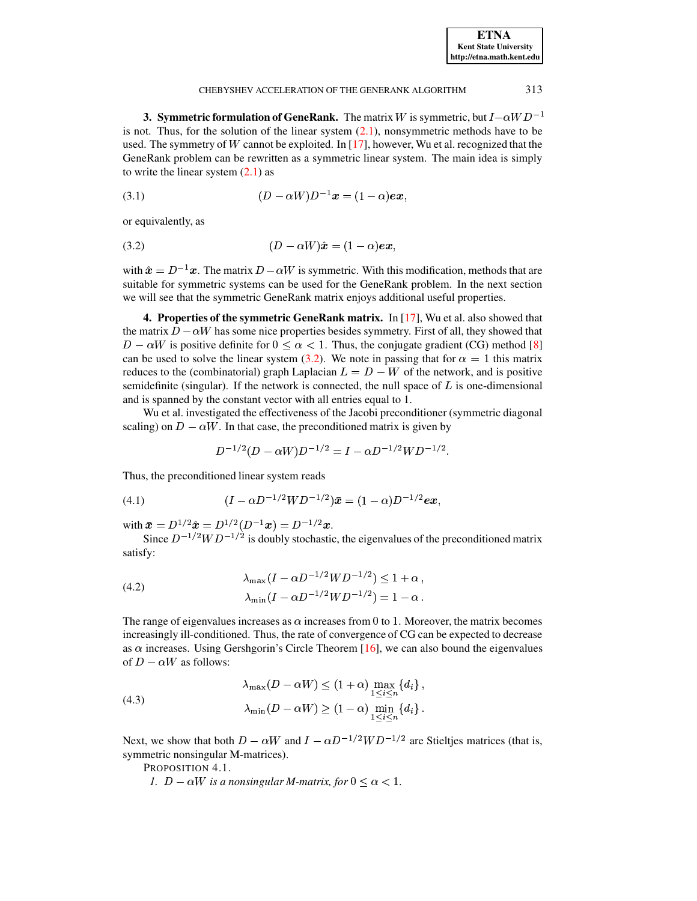**3. Symmetric formulation of GeneRank.** The matrix $W$ is symmetric, but $I - \alpha W D^{-1}$ is not. Thus, for the solution of the linear system (2.1), nonsymmetric methods have to be used. The symmetry of $W$ cannot be exploited. In [17], however, Wu et al. recognized that the GeneRank problem can be rewritten as a symmetric linear system. The main idea is simply to write the linear system (2.1) as

$$(D - \alpha W)D^{-1}\boldsymbol{x} = (1 - \alpha)\boldsymbol{ex}, \tag{3.1}$$

or equivalently, as

$$(D - \alpha W)\hat{\boldsymbol{x}} = (1 - \alpha)\boldsymbol{ex}, \tag{3.2}$$

with $\hat{\boldsymbol{x}} = D^{-1}\boldsymbol{x}$. The matrix $D - \alpha W$ is symmetric. With this modification, methods that are suitable for symmetric systems can be used for the GeneRank problem. In the next section we will see that the symmetric GeneRank matrix enjoys additional useful properties.

**4. Properties of the symmetric GeneRank matrix.** In [17], Wu et al. also showed that the matrix $D - \alpha W$ has some nice properties besides symmetry. First of all, they showed that $D - \alpha W$ is positive definite for $0 \leq \alpha < 1$. Thus, the conjugate gradient (CG) method [8] can be used to solve the linear system (3.2). We note in passing that for $\alpha = 1$ this matrix reduces to the (combinatorial) graph Laplacian $L = D - W$ of the network, and is positive semidefinite (singular). If the network is connected, the null space of $L$ is one-dimensional and is spanned by the constant vector with all entries equal to 1.

Wu et al. investigated the effectiveness of the Jacobi preconditioner (symmetric diagonal scaling) on $D - \alpha W$. In that case, the preconditioned matrix is given by

$$D^{-1/2}(D - \alpha W)D^{-1/2} = I - \alpha D^{-1/2}WD^{-1/2}.$$

Thus, the preconditioned linear system reads

$$(I - \alpha D^{-1/2}WD^{-1/2})\bar{\boldsymbol{x}} = (1 - \alpha)D^{-1/2}\boldsymbol{ex}, \tag{4.1}$$

with $\bar{\boldsymbol{x}} = D^{1/2}\hat{\boldsymbol{x}} = D^{1/2}(D^{-1}\boldsymbol{x}) = D^{-1/2}\boldsymbol{x}$.

Since $D^{-1/2}WD^{-1/2}$ is doubly stochastic, the eigenvalues of the preconditioned matrix satisfy:

$$\begin{aligned} \lambda_{\max}(I - \alpha D^{-1/2}WD^{-1/2}) &\leq 1 + \alpha\,, \\ \lambda_{\min}(I - \alpha D^{-1/2}WD^{-1/2}) &= 1 - \alpha\,. \end{aligned} \tag{4.2}$$

The range of eigenvalues increases as $\alpha$ increases from 0 to 1. Moreover, the matrix becomes increasingly ill-conditioned. Thus, the rate of convergence of CG can be expected to decrease as $\alpha$ increases. Using Gershgorin's Circle Theorem [16], we can also bound the eigenvalues of $D - \alpha W$ as follows:

$$\begin{aligned} \lambda_{\max}(D - \alpha W) &\leq (1 + \alpha) \max_{1 \leq i \leq n} \{d_i\}\,, \\ \lambda_{\min}(D - \alpha W) &\geq (1 - \alpha) \min_{1 \leq i \leq n} \{d_i\}\,. \end{aligned} \tag{4.3}$$

Next, we show that both $D - \alpha W$ and $I - \alpha D^{-1/2}WD^{-1/2}$ are Stieltjes matrices (that is, symmetric nonsingular M-matrices).

PROPOSITION 4.1.

*1. $D - \alpha W$ is a nonsingular M-matrix, for $0 \leq \alpha < 1$.*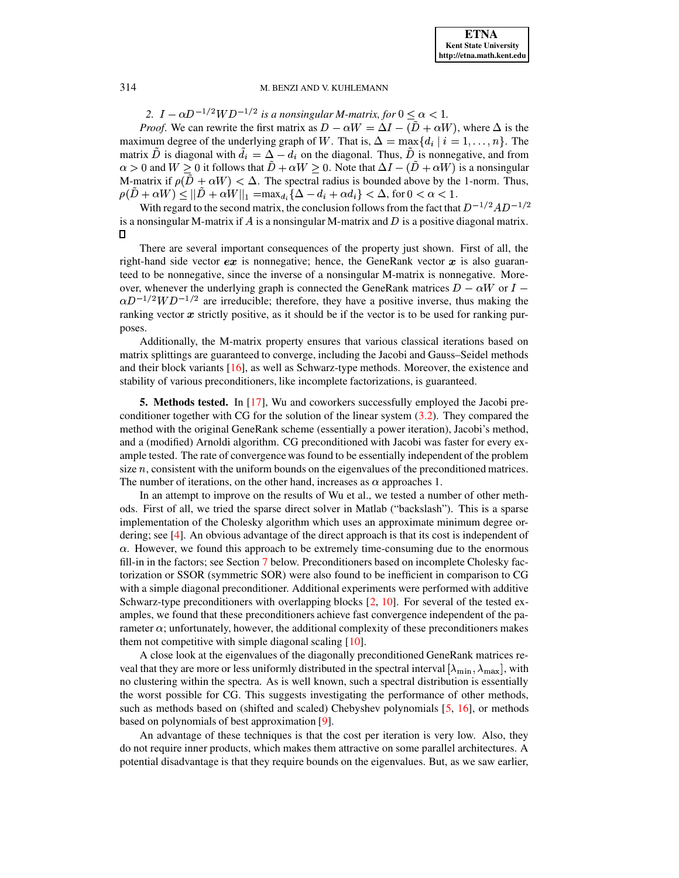2. *$I - \alpha D^{-1/2}WD^{-1/2}$ is a nonsingular M-matrix, for $0 \le \alpha < 1$.*

*Proof.* We can rewrite the first matrix as $D - \alpha W = \Delta I - (\tilde{D} + \alpha W)$, where $\Delta$ is the maximum degree of the underlying graph of $W$. That is, $\Delta = \max\{d_i \mid i = 1, \ldots, n\}$. The matrix $\tilde{D}$ is diagonal with $\tilde{d}_i = \Delta - d_i$ on the diagonal. Thus, $\tilde{D}$ is nonnegative, and from $\alpha > 0$ and $W \ge 0$ it follows that $\tilde{D} + \alpha W \ge 0$. Note that $\Delta I - (\tilde{D} + \alpha W)$ is a nonsingular M-matrix if $\rho(\tilde{D} + \alpha W) < \Delta$. The spectral radius is bounded above by the 1-norm. Thus, $\rho(\tilde{D} + \alpha W) \le ||\tilde{D} + \alpha W||_1 = \max_{d_i}\{\Delta - d_i + \alpha d_i\} < \Delta$, for $0 < \alpha < 1$.

With regard to the second matrix, the conclusion follows from the fact that $D^{-1/2}AD^{-1/2}$ is a nonsingular M-matrix if $A$ is a nonsingular M-matrix and $D$ is a positive diagonal matrix. □

There are several important consequences of the property just shown. First of all, the right-hand side vector $\boldsymbol{ex}$ is nonnegative; hence, the GeneRank vector $\boldsymbol{x}$ is also guaranteed to be nonnegative, since the inverse of a nonsingular M-matrix is nonnegative. Moreover, whenever the underlying graph is connected the GeneRank matrices $D - \alpha W$ or $I - \alpha D^{-1/2}WD^{-1/2}$ are irreducible; therefore, they have a positive inverse, thus making the ranking vector $\boldsymbol{x}$ strictly positive, as it should be if the vector is to be used for ranking purposes.

Additionally, the M-matrix property ensures that various classical iterations based on matrix splittings are guaranteed to converge, including the Jacobi and Gauss–Seidel methods and their block variants [16], as well as Schwarz-type methods. Moreover, the existence and stability of various preconditioners, like incomplete factorizations, is guaranteed.

## 5. Methods tested.

In [17], Wu and coworkers successfully employed the Jacobi preconditioner together with CG for the solution of the linear system (3.2). They compared the method with the original GeneRank scheme (essentially a power iteration), Jacobi's method, and a (modified) Arnoldi algorithm. CG preconditioned with Jacobi was faster for every example tested. The rate of convergence was found to be essentially independent of the problem size $n$, consistent with the uniform bounds on the eigenvalues of the preconditioned matrices. The number of iterations, on the other hand, increases as $\alpha$ approaches 1.

In an attempt to improve on the results of Wu et al., we tested a number of other methods. First of all, we tried the sparse direct solver in Matlab ("backslash"). This is a sparse implementation of the Cholesky algorithm which uses an approximate minimum degree ordering; see [4]. An obvious advantage of the direct approach is that its cost is independent of $\alpha$. However, we found this approach to be extremely time-consuming due to the enormous fill-in in the factors; see Section 7 below. Preconditioners based on incomplete Cholesky factorization or SSOR (symmetric SOR) were also found to be inefficient in comparison to CG with a simple diagonal preconditioner. Additional experiments were performed with additive Schwarz-type preconditioners with overlapping blocks [2, 10]. For several of the tested examples, we found that these preconditioners achieve fast convergence independent of the parameter $\alpha$; unfortunately, however, the additional complexity of these preconditioners makes them not competitive with simple diagonal scaling [10].

A close look at the eigenvalues of the diagonally preconditioned GeneRank matrices reveal that they are more or less uniformly distributed in the spectral interval $[\lambda_{\min}, \lambda_{\max}]$, with no clustering within the spectra. As is well known, such a spectral distribution is essentially the worst possible for CG. This suggests investigating the performance of other methods, such as methods based on (shifted and scaled) Chebyshev polynomials [5, 16], or methods based on polynomials of best approximation [9].

An advantage of these techniques is that the cost per iteration is very low. Also, they do not require inner products, which makes them attractive on some parallel architectures. A potential disadvantage is that they require bounds on the eigenvalues. But, as we saw earlier,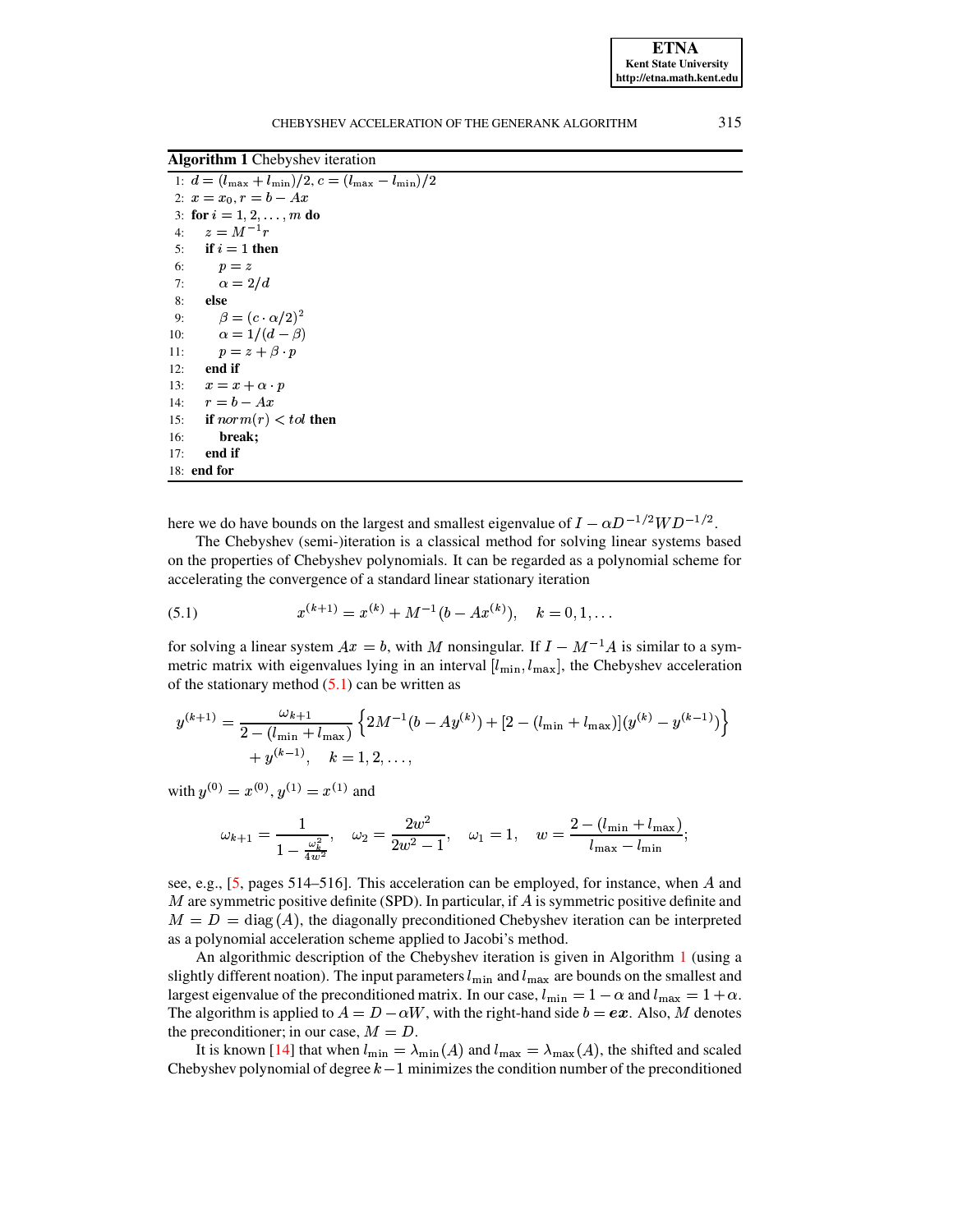**Algorithm 1** Chebyshev iteration

```
1:  d = (l_max + l_min)/2, c = (l_max − l_min)/2
2:  x = x_0, r = b − Ax
3:  for i = 1, 2, ..., m do
4:     z = M^{-1} r
5:     if i = 1 then
6:        p = z
7:        α = 2/d
8:     else
9:        β = (c · α/2)^2
10:       α = 1/(d − β)
11:       p = z + β · p
12:    end if
13:    x = x + α · p
14:    r = b − Ax
15:    if norm(r) < tol then
16:       break;
17:    end if
18: end for
```

here we do have bounds on the largest and smallest eigenvalue of $I - \alpha D^{-1/2} W D^{-1/2}$.

The Chebyshev (semi-)iteration is a classical method for solving linear systems based on the properties of Chebyshev polynomials. It can be regarded as a polynomial scheme for accelerating the convergence of a standard linear stationary iteration

$$x^{(k+1)} = x^{(k)} + M^{-1}(b - Ax^{(k)}), \quad k = 0, 1, \ldots \tag{5.1}$$

for solving a linear system $Ax = b$, with $M$ nonsingular. If $I - M^{-1}A$ is similar to a symmetric matrix with eigenvalues lying in an interval $[l_{\min}, l_{\max}]$, the Chebyshev acceleration of the stationary method (5.1) can be written as

$$y^{(k+1)} = \frac{\omega_{k+1}}{2 - (l_{\min} + l_{\max})} \left\{ 2M^{-1}(b - Ay^{(k)}) + [2 - (l_{\min} + l_{\max})](y^{(k)} - y^{(k-1)}) \right\} + y^{(k-1)}, \quad k = 1, 2, \ldots,$$

with $y^{(0)} = x^{(0)}$, $y^{(1)} = x^{(1)}$ and

$$\omega_{k+1} = \frac{1}{1 - \frac{\omega_k^2}{4w^2}}, \quad \omega_2 = \frac{2w^2}{2w^2 - 1}, \quad \omega_1 = 1, \quad w = \frac{2 - (l_{\min} + l_{\max})}{l_{\max} - l_{\min}};$$

see, e.g., [5, pages 514–516]. This acceleration can be employed, for instance, when $A$ and $M$ are symmetric positive definite (SPD). In particular, if $A$ is symmetric positive definite and $M = D = \mathrm{diag}(A)$, the diagonally preconditioned Chebyshev iteration can be interpreted as a polynomial acceleration scheme applied to Jacobi's method.

An algorithmic description of the Chebyshev iteration is given in Algorithm 1 (using a slightly different noation). The input parameters $l_{\min}$ and $l_{\max}$ are bounds on the smallest and largest eigenvalue of the preconditioned matrix. In our case, $l_{\min} = 1 - \alpha$ and $l_{\max} = 1 + \alpha$. The algorithm is applied to $A = D - \alpha W$, with the right-hand side $b = \boldsymbol{ex}$. Also, $M$ denotes the preconditioner; in our case, $M = D$.

It is known [14] that when $l_{\min} = \lambda_{\min}(A)$ and $l_{\max} = \lambda_{\max}(A)$, the shifted and scaled Chebyshev polynomial of degree $k-1$ minimizes the condition number of the preconditioned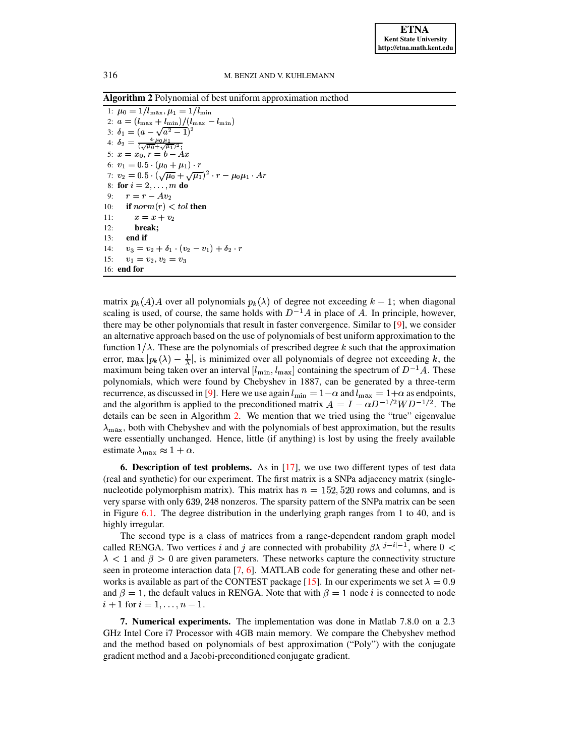**Algorithm 2** Polynomial of best uniform approximation method

```
1:  μ0 = 1/l_max, μ1 = 1/l_min
2:  a = (l_max + l_min)/(l_max − l_min)
3:  δ1 = (a − sqrt(a^2 − 1))^2
4:  δ2 = 4·μ0μ1 / (sqrt(μ0) + sqrt(μ1))^2;
5:  x = x0, r = b − Ax
6:  v1 = 0.5 · (μ0 + μ1) · r
7:  v2 = 0.5 · (sqrt(μ0) + sqrt(μ1))^2 · r − μ0μ1 · Ar
8:  for i = 2, . . . , m do
9:      r = r − Av2
10:     if norm(r) < tol then
11:         x = x + v2
12:         break;
13:     end if
14:     v3 = v2 + δ1 · (v2 − v1) + δ2 · r
15:     v1 = v2, v2 = v3
16: end for
```

matrix $p_k(A)A$ over all polynomials $p_k(\lambda)$ of degree not exceeding $k-1$; when diagonal scaling is used, of course, the same holds with $D^{-1}A$ in place of $A$. In principle, however, there may be other polynomials that result in faster convergence. Similar to [9], we consider an alternative approach based on the use of polynomials of best uniform approximation to the function $1/\lambda$. These are the polynomials of prescribed degree $k$ such that the approximation error, $\max |p_k(\lambda) - \frac{1}{\lambda}|$, is minimized over all polynomials of degree not exceeding $k$, the maximum being taken over an interval $[l_{\min}, l_{\max}]$ containing the spectrum of $D^{-1}A$. These polynomials, which were found by Chebyshev in 1887, can be generated by a three-term recurrence, as discussed in [9]. Here we use again $l_{\min} = 1-\alpha$ and $l_{\max} = 1+\alpha$ as endpoints, and the algorithm is applied to the preconditioned matrix $A = I - \alpha D^{-1/2}WD^{-1/2}$. The details can be seen in Algorithm 2. We mention that we tried using the "true" eigenvalue $\lambda_{\max}$, both with Chebyshev and with the polynomials of best approximation, but the results were essentially unchanged. Hence, little (if anything) is lost by using the freely available estimate $\lambda_{\max} \approx 1+\alpha$.

## 6. Description of test problems.

As in [17], we use two different types of test data (real and synthetic) for our experiment. The first matrix is a SNPa adjacency matrix (single-nucleotide polymorphism matrix). This matrix has $n = 152,520$ rows and columns, and is very sparse with only $639,248$ nonzeros. The sparsity pattern of the SNPa matrix can be seen in Figure 6.1. The degree distribution in the underlying graph ranges from 1 to 40, and is highly irregular.

The second type is a class of matrices from a range-dependent random graph model called RENGA. Two vertices $i$ and $j$ are connected with probability $\beta\lambda^{|j-i|-1}$, where $0 < \lambda < 1$ and $\beta > 0$ are given parameters. These networks capture the connectivity structure seen in proteome interaction data [7, 6]. MATLAB code for generating these and other networks is available as part of the CONTEST package [15]. In our experiments we set $\lambda = 0.9$ and $\beta = 1$, the default values in RENGA. Note that with $\beta = 1$ node $i$ is connected to node $i+1$ for $i = 1, \ldots, n-1$.

## 7. Numerical experiments.

The implementation was done in Matlab 7.8.0 on a 2.3 GHz Intel Core i7 Processor with 4GB main memory. We compare the Chebyshev method and the method based on polynomials of best approximation ("Poly") with the conjugate gradient method and a Jacobi-preconditioned conjugate gradient.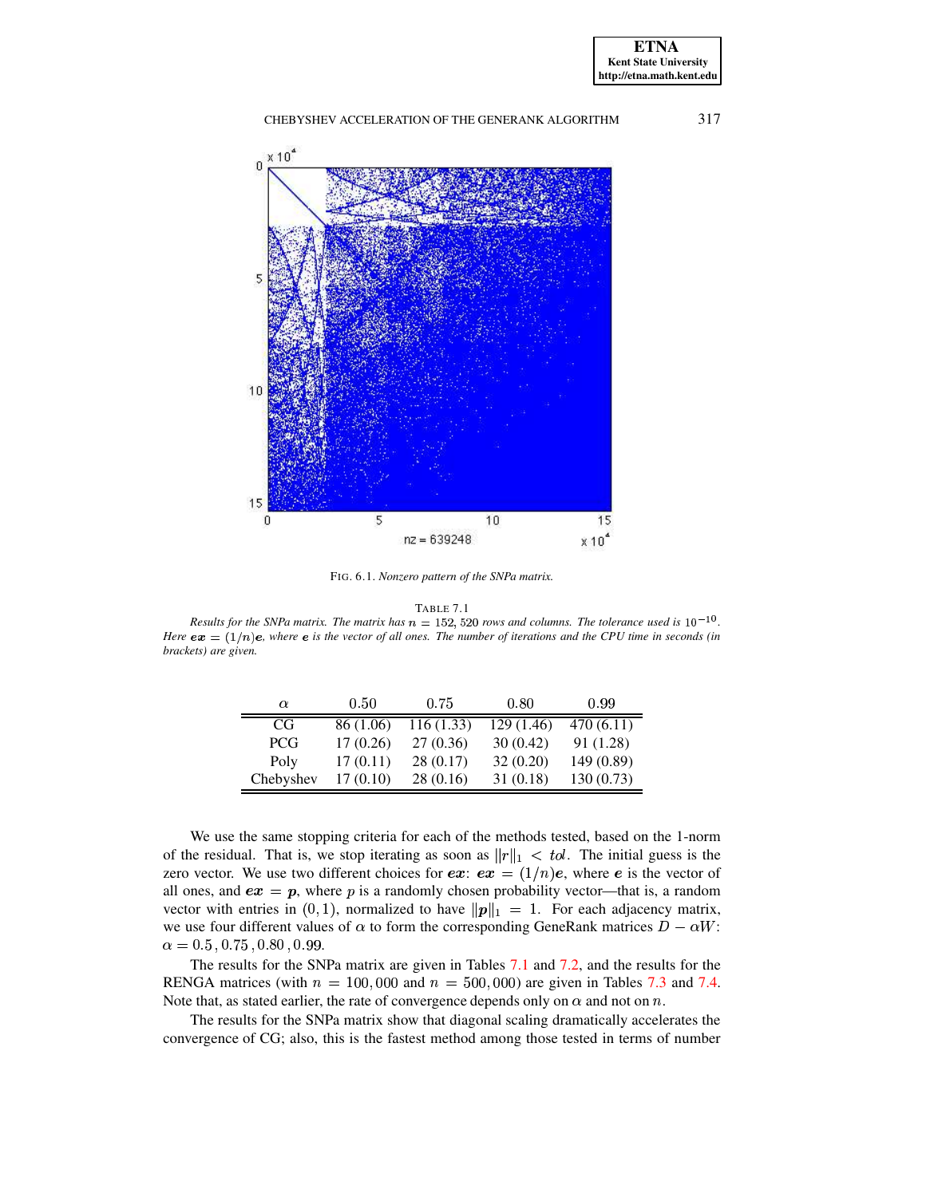FIG. 6.1. *Nonzero pattern of the SNPa matrix.*

TABLE 7.1

*Results for the SNPa matrix. The matrix has $n = 152,520$ rows and columns. The tolerance used is $10^{-10}$. Here $\boldsymbol{ex} = (1/n)\boldsymbol{e}$, where $\boldsymbol{e}$ is the vector of all ones. The number of iterations and the CPU time in seconds (in brackets) are given.*

| $\alpha$ | 0.50 | 0.75 | 0.80 | 0.99 |
|---|---|---|---|---|
| CG | 86 (1.06) | 116 (1.33) | 129 (1.46) | 470 (6.11) |
| PCG | 17 (0.26) | 27 (0.36) | 30 (0.42) | 91 (1.28) |
| Poly | 17 (0.11) | 28 (0.17) | 32 (0.20) | 149 (0.89) |
| Chebyshev | 17 (0.10) | 28 (0.16) | 31 (0.18) | 130 (0.73) |

We use the same stopping criteria for each of the methods tested, based on the 1-norm of the residual. That is, we stop iterating as soon as $\|r\|_1 < tol$. The initial guess is the zero vector. We use two different choices for $\boldsymbol{ex}$: $\boldsymbol{ex} = (1/n)\boldsymbol{e}$, where $\boldsymbol{e}$ is the vector of all ones, and $\boldsymbol{ex} = \boldsymbol{p}$, where $p$ is a randomly chosen probability vector—that is, a random vector with entries in $(0, 1)$, normalized to have $\|\boldsymbol{p}\|_1 = 1$. For each adjacency matrix, we use four different values of $\alpha$ to form the corresponding GeneRank matrices $D - \alpha W$: $\alpha = 0.5\,, 0.75\,, 0.80\,, 0.99$.

The results for the SNPa matrix are given in Tables 7.1 and 7.2, and the results for the RENGA matrices (with $n = 100,000$ and $n = 500,000$) are given in Tables 7.3 and 7.4. Note that, as stated earlier, the rate of convergence depends only on $\alpha$ and not on $n$.

The results for the SNPa matrix show that diagonal scaling dramatically accelerates the convergence of CG; also, this is the fastest method among those tested in terms of number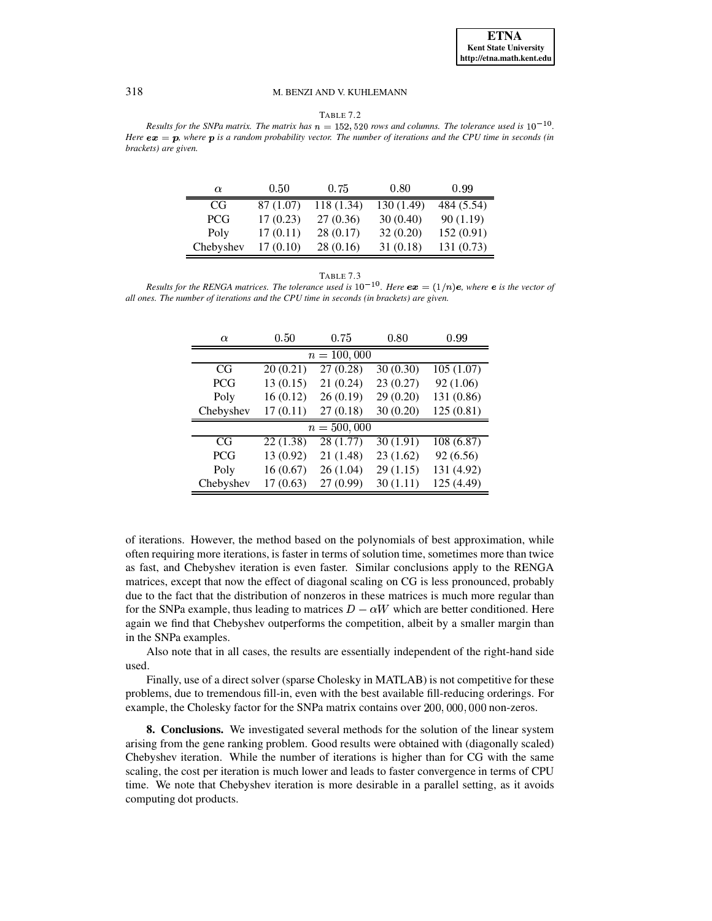TABLE 7.2

*Results for the SNPa matrix. The matrix has $n = 152,520$ rows and columns. The tolerance used is $10^{-10}$. Here $\boldsymbol{ex} = \boldsymbol{p}$, where $\boldsymbol{p}$ is a random probability vector. The number of iterations and the CPU time in seconds (in brackets) are given.*

| $\alpha$ | $0.50$ | $0.75$ | $0.80$ | $0.99$ |
|---|---|---|---|---|
| CG | 87 (1.07) | 118 (1.34) | 130 (1.49) | 484 (5.54) |
| PCG | 17 (0.23) | 27 (0.36) | 30 (0.40) | 90 (1.19) |
| Poly | 17 (0.11) | 28 (0.17) | 32 (0.20) | 152 (0.91) |
| Chebyshev | 17 (0.10) | 28 (0.16) | 31 (0.18) | 131 (0.73) |

TABLE 7.3

*Results for the RENGA matrices. The tolerance used is $10^{-10}$. Here $\boldsymbol{ex} = (1/n)\boldsymbol{e}$, where $\boldsymbol{e}$ is the vector of all ones. The number of iterations and the CPU time in seconds (in brackets) are given.*

| $\alpha$ | $0.50$ | $0.75$ | $0.80$ | $0.99$ |
|---|---|---|---|---|
| | | $n = 100,000$ | | |
| CG | 20 (0.21) | 27 (0.28) | 30 (0.30) | 105 (1.07) |
| PCG | 13 (0.15) | 21 (0.24) | 23 (0.27) | 92 (1.06) |
| Poly | 16 (0.12) | 26 (0.19) | 29 (0.20) | 131 (0.86) |
| Chebyshev | 17 (0.11) | 27 (0.18) | 30 (0.20) | 125 (0.81) |
| | | $n = 500,000$ | | |
| CG | 22 (1.38) | 28 (1.77) | 30 (1.91) | 108 (6.87) |
| PCG | 13 (0.92) | 21 (1.48) | 23 (1.62) | 92 (6.56) |
| Poly | 16 (0.67) | 26 (1.04) | 29 (1.15) | 131 (4.92) |
| Chebyshev | 17 (0.63) | 27 (0.99) | 30 (1.11) | 125 (4.49) |

of iterations. However, the method based on the polynomials of best approximation, while often requiring more iterations, is faster in terms of solution time, sometimes more than twice as fast, and Chebyshev iteration is even faster. Similar conclusions apply to the RENGA matrices, except that now the effect of diagonal scaling on CG is less pronounced, probably due to the fact that the distribution of nonzeros in these matrices is much more regular than for the SNPa example, thus leading to matrices $D - \alpha W$ which are better conditioned. Here again we find that Chebyshev outperforms the competition, albeit by a smaller margin than in the SNPa examples.

Also note that in all cases, the results are essentially independent of the right-hand side used.

Finally, use of a direct solver (sparse Cholesky in MATLAB) is not competitive for these problems, due to tremendous fill-in, even with the best available fill-reducing orderings. For example, the Cholesky factor for the SNPa matrix contains over $200,000,000$ non-zeros.

## 8. Conclusions.

We investigated several methods for the solution of the linear system arising from the gene ranking problem. Good results were obtained with (diagonally scaled) Chebyshev iteration. While the number of iterations is higher than for CG with the same scaling, the cost per iteration is much lower and leads to faster convergence in terms of CPU time. We note that Chebyshev iteration is more desirable in a parallel setting, as it avoids computing dot products.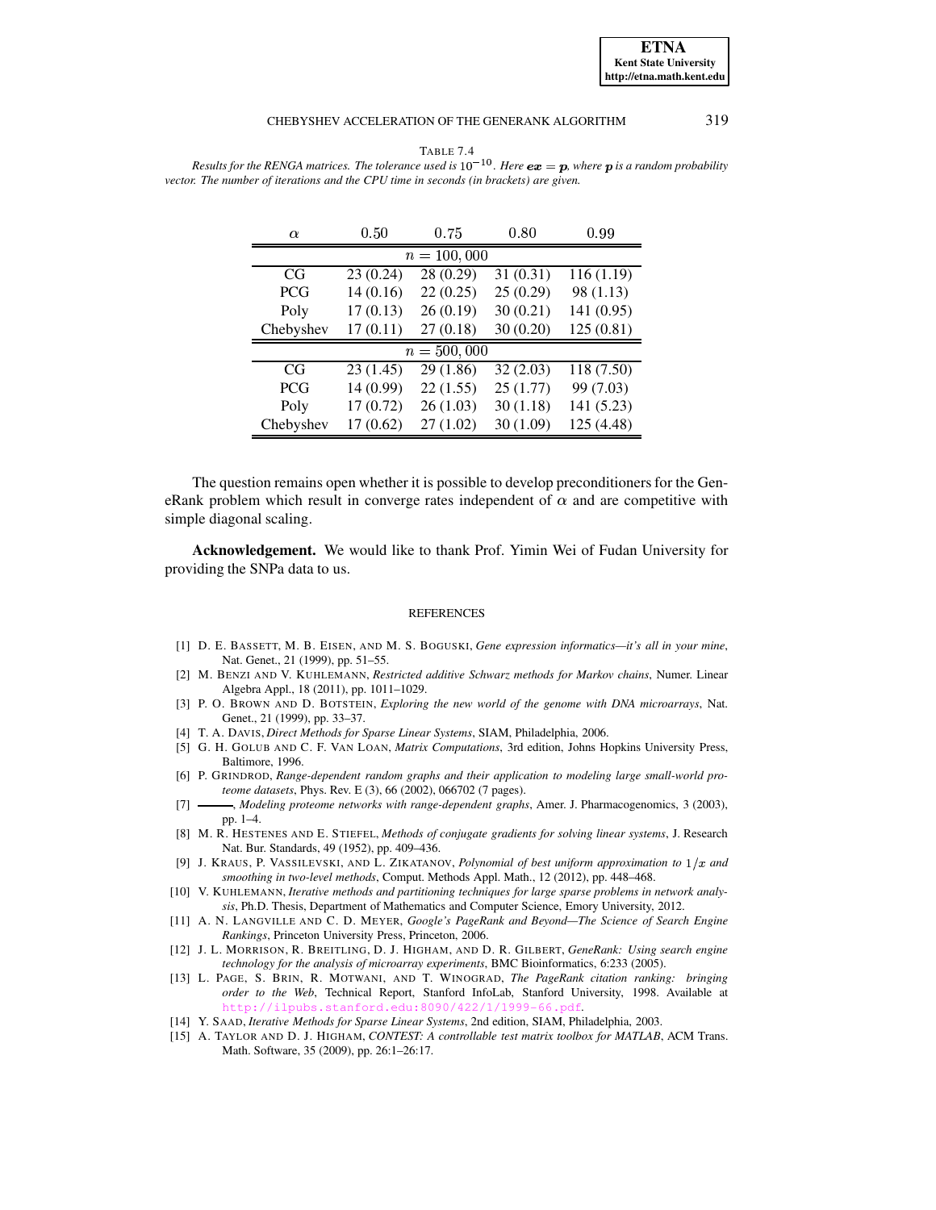TABLE 7.4

*Results for the RENGA matrices. The tolerance used is $10^{-10}$. Here $\boldsymbol{ex} = \boldsymbol{p}$, where $\boldsymbol{p}$ is a random probability vector. The number of iterations and the CPU time in seconds (in brackets) are given.*

| $\alpha$ | 0.50 | 0.75 | 0.80 | 0.99 |
|---|---|---|---|---|
| | | $n = 100,000$ | | |
| CG | 23 (0.24) | 28 (0.29) | 31 (0.31) | 116 (1.19) |
| PCG | 14 (0.16) | 22 (0.25) | 25 (0.29) | 98 (1.13) |
| Poly | 17 (0.13) | 26 (0.19) | 30 (0.21) | 141 (0.95) |
| Chebyshev | 17 (0.11) | 27 (0.18) | 30 (0.20) | 125 (0.81) |
| | | $n = 500,000$ | | |
| CG | 23 (1.45) | 29 (1.86) | 32 (2.03) | 118 (7.50) |
| PCG | 14 (0.99) | 22 (1.55) | 25 (1.77) | 99 (7.03) |
| Poly | 17 (0.72) | 26 (1.03) | 30 (1.18) | 141 (5.23) |
| Chebyshev | 17 (0.62) | 27 (1.02) | 30 (1.09) | 125 (4.48) |

The question remains open whether it is possible to develop preconditioners for the GeneRank problem which result in converge rates independent of $\alpha$ and are competitive with simple diagonal scaling.

**Acknowledgement.** We would like to thank Prof. Yimin Wei of Fudan University for providing the SNPa data to us.

## REFERENCES

[1] D. E. BASSETT, M. B. EISEN, AND M. S. BOGUSKI, *Gene expression informatics—it's all in your mine*, Nat. Genet., 21 (1999), pp. 51–55.

[2] M. BENZI AND V. KUHLEMANN, *Restricted additive Schwarz methods for Markov chains*, Numer. Linear Algebra Appl., 18 (2011), pp. 1011–1029.

[3] P. O. BROWN AND D. BOTSTEIN, *Exploring the new world of the genome with DNA microarrays*, Nat. Genet., 21 (1999), pp. 33–37.

[4] T. A. DAVIS, *Direct Methods for Sparse Linear Systems*, SIAM, Philadelphia, 2006.

[5] G. H. GOLUB AND C. F. VAN LOAN, *Matrix Computations*, 3rd edition, Johns Hopkins University Press, Baltimore, 1996.

[6] P. GRINDROD, *Range-dependent random graphs and their application to modeling large small-world proteome datasets*, Phys. Rev. E (3), 66 (2002), 066702 (7 pages).

[7] ———, *Modeling proteome networks with range-dependent graphs*, Amer. J. Pharmacogenomics, 3 (2003), pp. 1–4.

[8] M. R. HESTENES AND E. STIEFEL, *Methods of conjugate gradients for solving linear systems*, J. Research Nat. Bur. Standards, 49 (1952), pp. 409–436.

[9] J. KRAUS, P. VASSILEVSKI, AND L. ZIKATANOV, *Polynomial of best uniform approximation to $1/x$ and smoothing in two-level methods*, Comput. Methods Appl. Math., 12 (2012), pp. 448–468.

[10] V. KUHLEMANN, *Iterative methods and partitioning techniques for large sparse problems in network analysis*, Ph.D. Thesis, Department of Mathematics and Computer Science, Emory University, 2012.

[11] A. N. LANGVILLE AND C. D. MEYER, *Google's PageRank and Beyond—The Science of Search Engine Rankings*, Princeton University Press, Princeton, 2006.

[12] J. L. MORRISON, R. BREITLING, D. J. HIGHAM, AND D. R. GILBERT, *GeneRank: Using search engine technology for the analysis of microarray experiments*, BMC Bioinformatics, 6:233 (2005).

[13] L. PAGE, S. BRIN, R. MOTWANI, AND T. WINOGRAD, *The PageRank citation ranking: bringing order to the Web*, Technical Report, Stanford InfoLab, Stanford University, 1998. Available at http://ilpubs.stanford.edu:8090/422/1/1999-66.pdf.

[14] Y. SAAD, *Iterative Methods for Sparse Linear Systems*, 2nd edition, SIAM, Philadelphia, 2003.

[15] A. TAYLOR AND D. J. HIGHAM, *CONTEST: A controllable test matrix toolbox for MATLAB*, ACM Trans. Math. Software, 35 (2009), pp. 26:1–26:17.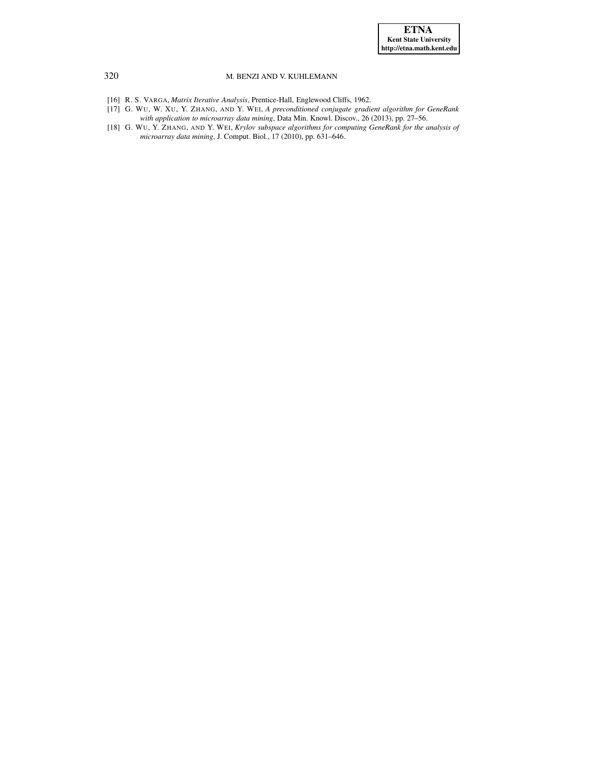[16] R. S. VARGA, *Matrix Iterative Analysis*, Prentice-Hall, Englewood Cliffs, 1962.

[17] G. WU, W. XU, Y. ZHANG, AND Y. WEI, *A preconditioned conjugate gradient algorithm for GeneRank with application to microarray data mining*, Data Min. Knowl. Discov., 26 (2013), pp. 27–56.

[18] G. WU, Y. ZHANG, AND Y. WEI, *Krylov subspace algorithms for computing GeneRank for the analysis of microarray data mining*, J. Comput. Biol., 17 (2010), pp. 631–646.